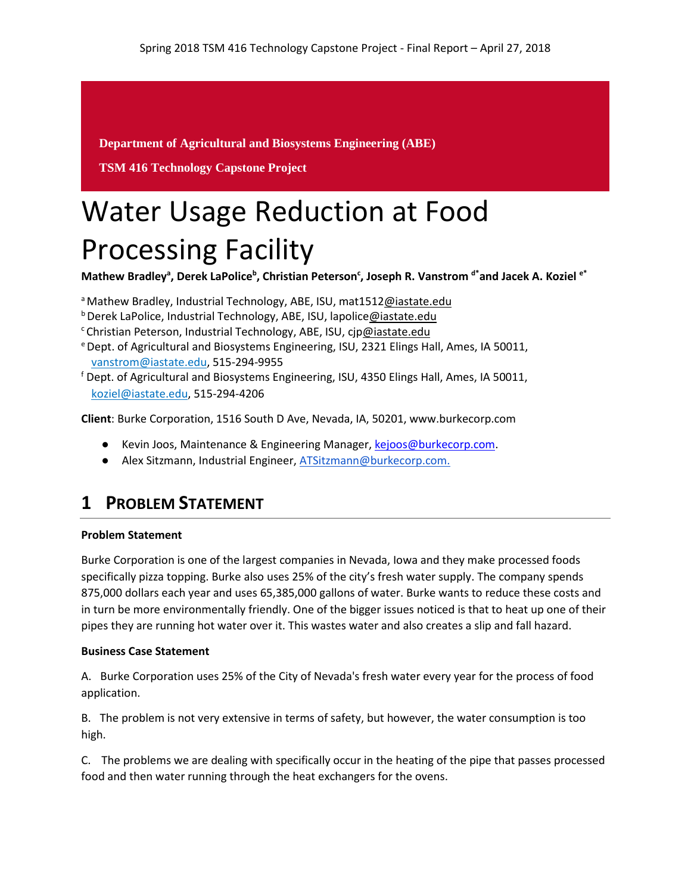**Department of Agricultural and Biosystems Engineering (ABE)**

**TSM 416 Technology Capstone Project**

# Water Usage Reduction at Food Processing Facility

**Mathew Bradley[a], Derek LaPolice[b], Christian Peterson[c], Joseph R. Vanstrom [d*] and Jacek A. Koziel [e*]**

[a] Mathew Bradley, Industrial Technology, ABE, ISU, mat1512@iastate.edu
[b] Derek LaPolice, Industrial Technology, ABE, ISU, lapolice@iastate.edu
[c] Christian Peterson, Industrial Technology, ABE, ISU, cjp@iastate.edu
[e] Dept. of Agricultural and Biosystems Engineering, ISU, 2321 Elings Hall, Ames, IA 50011, vanstrom@iastate.edu, 515-294-9955
[f] Dept. of Agricultural and Biosystems Engineering, ISU, 4350 Elings Hall, Ames, IA 50011, koziel@iastate.edu, 515-294-4206

**Client**: Burke Corporation, 1516 South D Ave, Nevada, IA, 50201, www.burkecorp.com

- Kevin Joos, Maintenance & Engineering Manager, kejoos@burkecorp.com.
- Alex Sitzmann, Industrial Engineer, ATSitzmann@burkecorp.com.

## 1 Problem Statement

**Problem Statement**

Burke Corporation is one of the largest companies in Nevada, Iowa and they make processed foods specifically pizza topping. Burke also uses 25% of the city's fresh water supply. The company spends 875,000 dollars each year and uses 65,385,000 gallons of water. Burke wants to reduce these costs and in turn be more environmentally friendly. One of the bigger issues noticed is that to heat up one of their pipes they are running hot water over it. This wastes water and also creates a slip and fall hazard.

**Business Case Statement**

A. Burke Corporation uses 25% of the City of Nevada's fresh water every year for the process of food application.

B. The problem is not very extensive in terms of safety, but however, the water consumption is too high.

C. The problems we are dealing with specifically occur in the heating of the pipe that passes processed food and then water running through the heat exchangers for the ovens.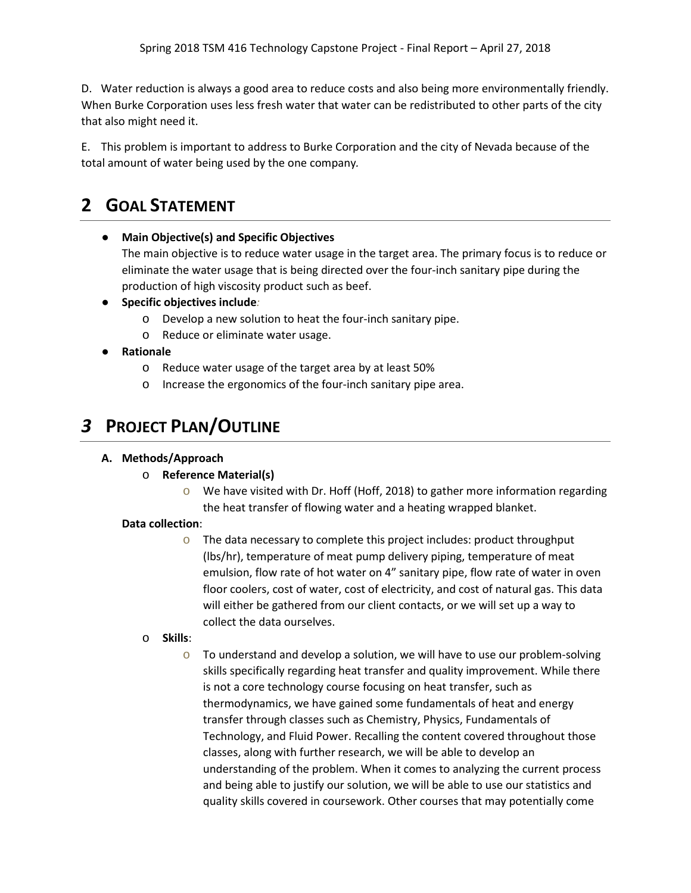D. Water reduction is always a good area to reduce costs and also being more environmentally friendly. When Burke Corporation uses less fresh water that water can be redistributed to other parts of the city that also might need it.

E. This problem is important to address to Burke Corporation and the city of Nevada because of the total amount of water being used by the one company.

# 2 GOAL STATEMENT

- **Main Objective(s) and Specific Objectives**
  The main objective is to reduce water usage in the target area. The primary focus is to reduce or eliminate the water usage that is being directed over the four-inch sanitary pipe during the production of high viscosity product such as beef.
- **Specific objectives include***:*
  - Develop a new solution to heat the four-inch sanitary pipe.
  - Reduce or eliminate water usage.
- **Rationale**
  - Reduce water usage of the target area by at least 50%
  - Increase the ergonomics of the four-inch sanitary pipe area.

# *3* PROJECT PLAN/OUTLINE

**A. Methods/Approach**

- **Reference Material(s)**
  - We have visited with Dr. Hoff (Hoff, 2018) to gather more information regarding the heat transfer of flowing water and a heating wrapped blanket.

**Data collection**:

- The data necessary to complete this project includes: product throughput (lbs/hr), temperature of meat pump delivery piping, temperature of meat emulsion, flow rate of hot water on 4" sanitary pipe, flow rate of water in oven floor coolers, cost of water, cost of electricity, and cost of natural gas. This data will either be gathered from our client contacts, or we will set up a way to collect the data ourselves.

- **Skills**:
  - To understand and develop a solution, we will have to use our problem-solving skills specifically regarding heat transfer and quality improvement. While there is not a core technology course focusing on heat transfer, such as thermodynamics, we have gained some fundamentals of heat and energy transfer through classes such as Chemistry, Physics, Fundamentals of Technology, and Fluid Power. Recalling the content covered throughout those classes, along with further research, we will be able to develop an understanding of the problem. When it comes to analyzing the current process and being able to justify our solution, we will be able to use our statistics and quality skills covered in coursework. Other courses that may potentially come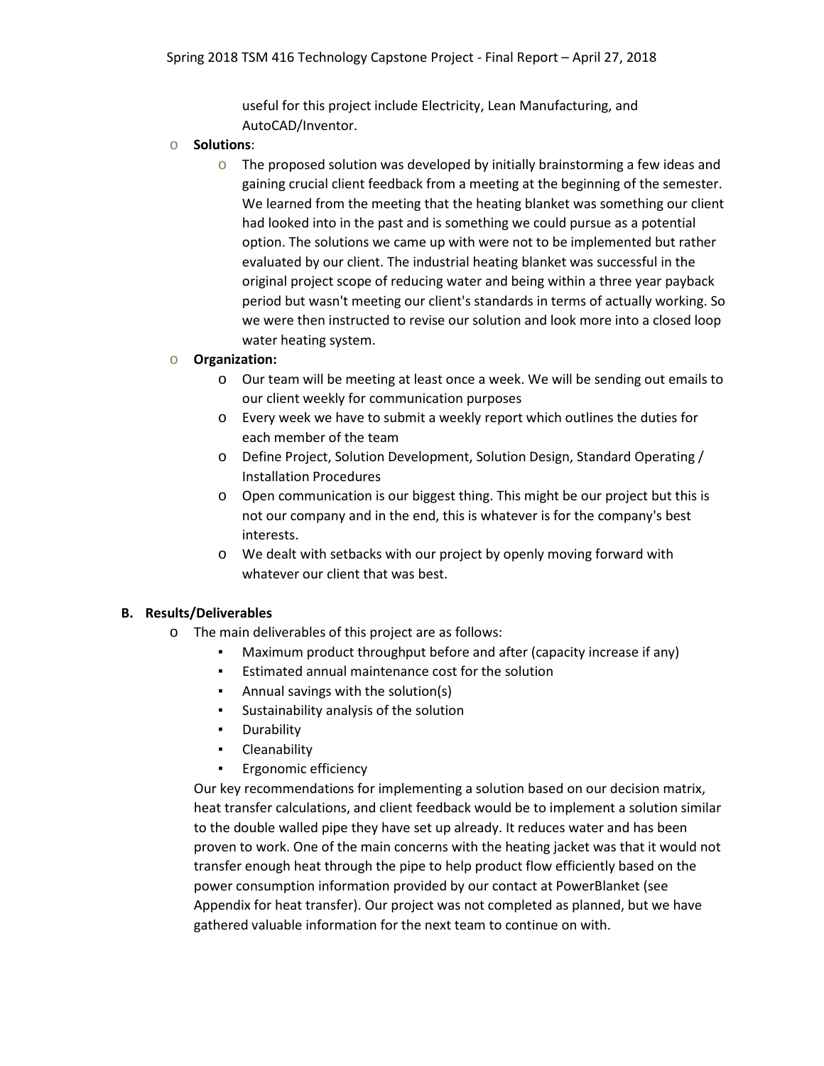useful for this project include Electricity, Lean Manufacturing, and AutoCAD/Inventor.

- **Solutions**:
  - The proposed solution was developed by initially brainstorming a few ideas and gaining crucial client feedback from a meeting at the beginning of the semester. We learned from the meeting that the heating blanket was something our client had looked into in the past and is something we could pursue as a potential option. The solutions we came up with were not to be implemented but rather evaluated by our client. The industrial heating blanket was successful in the original project scope of reducing water and being within a three year payback period but wasn't meeting our client's standards in terms of actually working. So we were then instructed to revise our solution and look more into a closed loop water heating system.
- **Organization:**
  - Our team will be meeting at least once a week. We will be sending out emails to our client weekly for communication purposes
  - Every week we have to submit a weekly report which outlines the duties for each member of the team
  - Define Project, Solution Development, Solution Design, Standard Operating / Installation Procedures
  - Open communication is our biggest thing. This might be our project but this is not our company and in the end, this is whatever is for the company's best interests.
  - We dealt with setbacks with our project by openly moving forward with whatever our client that was best.

## B. Results/Deliverables

- The main deliverables of this project are as follows:
  - Maximum product throughput before and after (capacity increase if any)
  - Estimated annual maintenance cost for the solution
  - Annual savings with the solution(s)
  - Sustainability analysis of the solution
  - Durability
  - Cleanability
  - Ergonomic efficiency

Our key recommendations for implementing a solution based on our decision matrix, heat transfer calculations, and client feedback would be to implement a solution similar to the double walled pipe they have set up already. It reduces water and has been proven to work. One of the main concerns with the heating jacket was that it would not transfer enough heat through the pipe to help product flow efficiently based on the power consumption information provided by our contact at PowerBlanket (see Appendix for heat transfer). Our project was not completed as planned, but we have gathered valuable information for the next team to continue on with.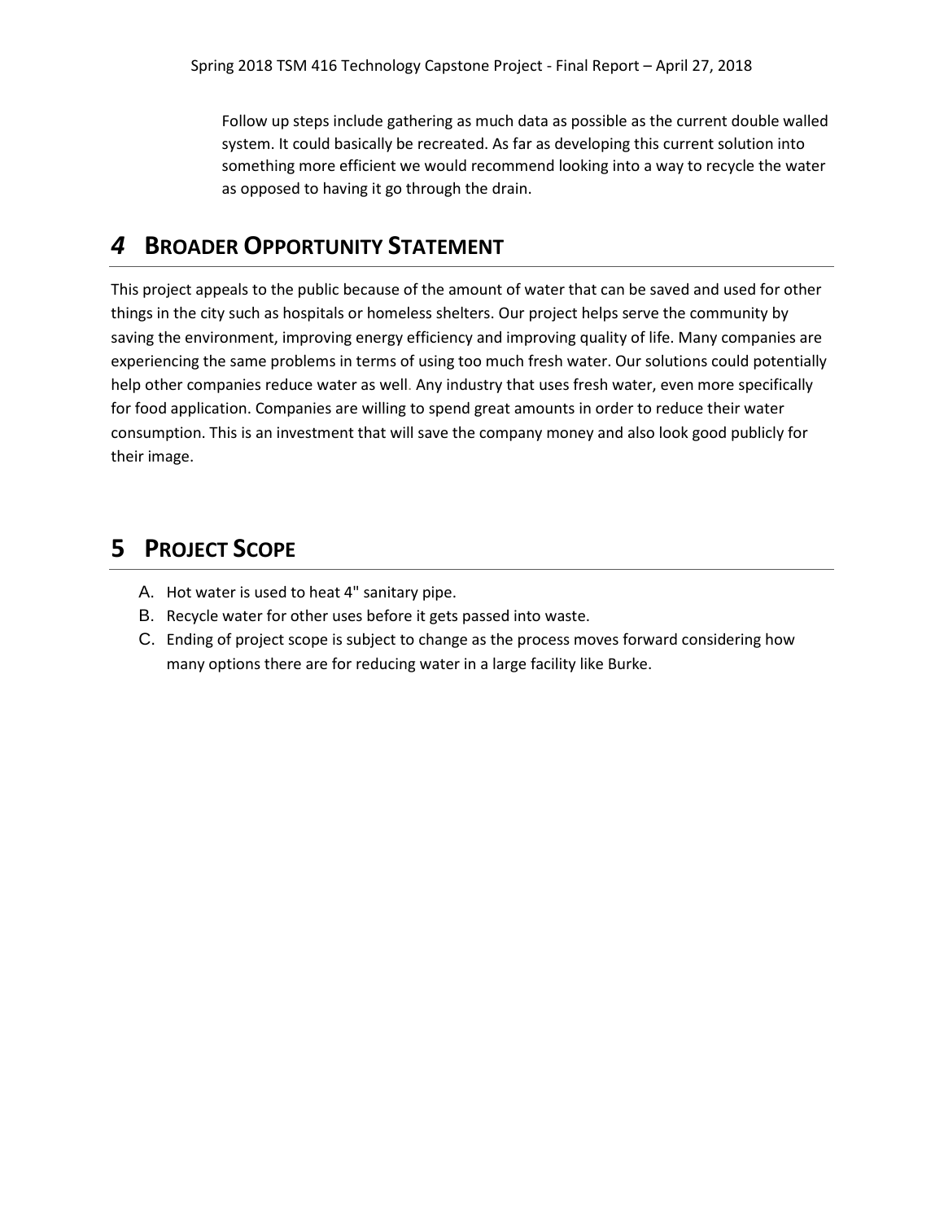Follow up steps include gathering as much data as possible as the current double walled system. It could basically be recreated. As far as developing this current solution into something more efficient we would recommend looking into a way to recycle the water as opposed to having it go through the drain.

# *4* BROADER OPPORTUNITY STATEMENT

This project appeals to the public because of the amount of water that can be saved and used for other things in the city such as hospitals or homeless shelters. Our project helps serve the community by saving the environment, improving energy efficiency and improving quality of life. Many companies are experiencing the same problems in terms of using too much fresh water. Our solutions could potentially help other companies reduce water as well. Any industry that uses fresh water, even more specifically for food application. Companies are willing to spend great amounts in order to reduce their water consumption. This is an investment that will save the company money and also look good publicly for their image.

# 5 PROJECT SCOPE

A. Hot water is used to heat 4" sanitary pipe.
B. Recycle water for other uses before it gets passed into waste.
C. Ending of project scope is subject to change as the process moves forward considering how many options there are for reducing water in a large facility like Burke.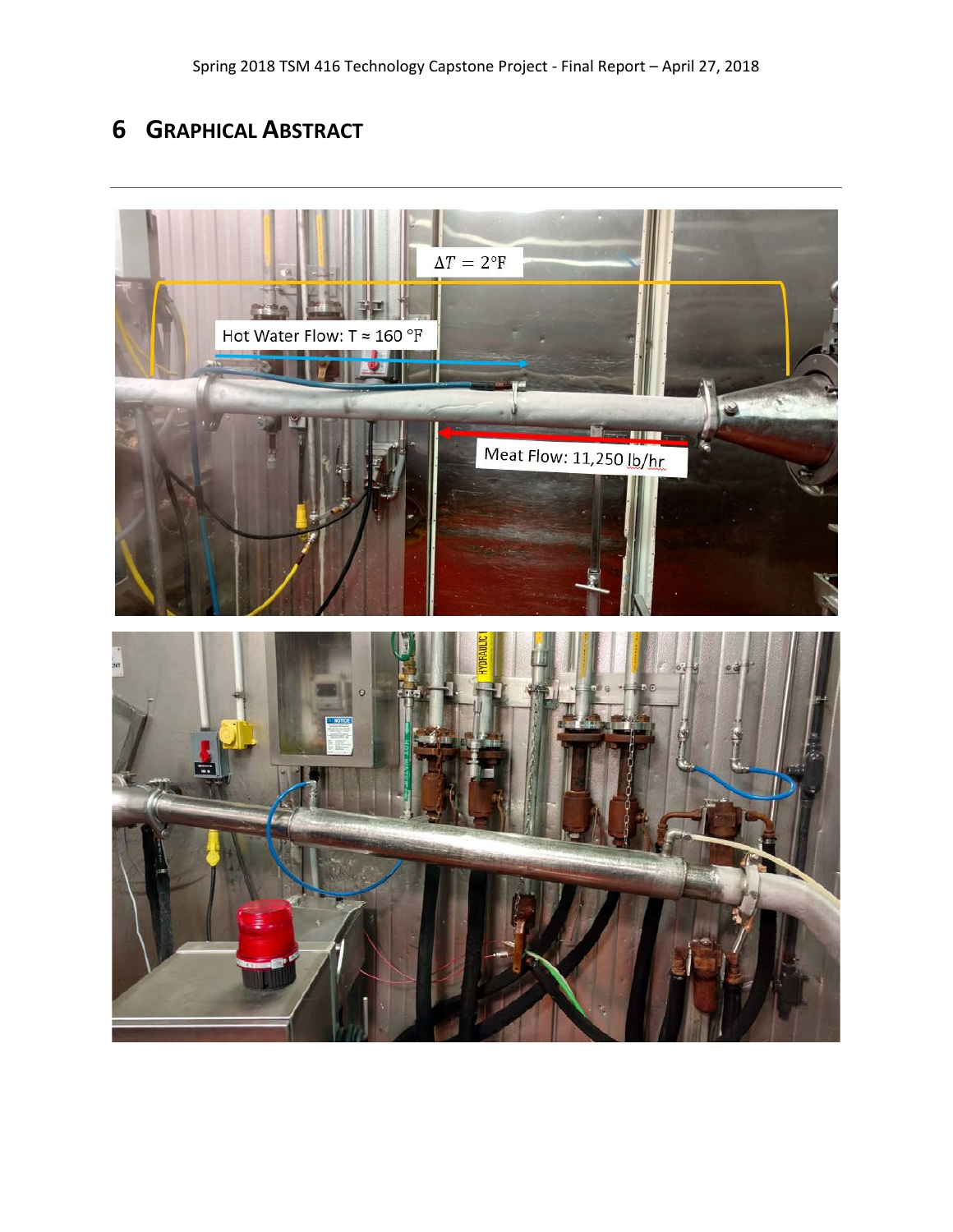# 6 GRAPHICAL ABSTRACT

---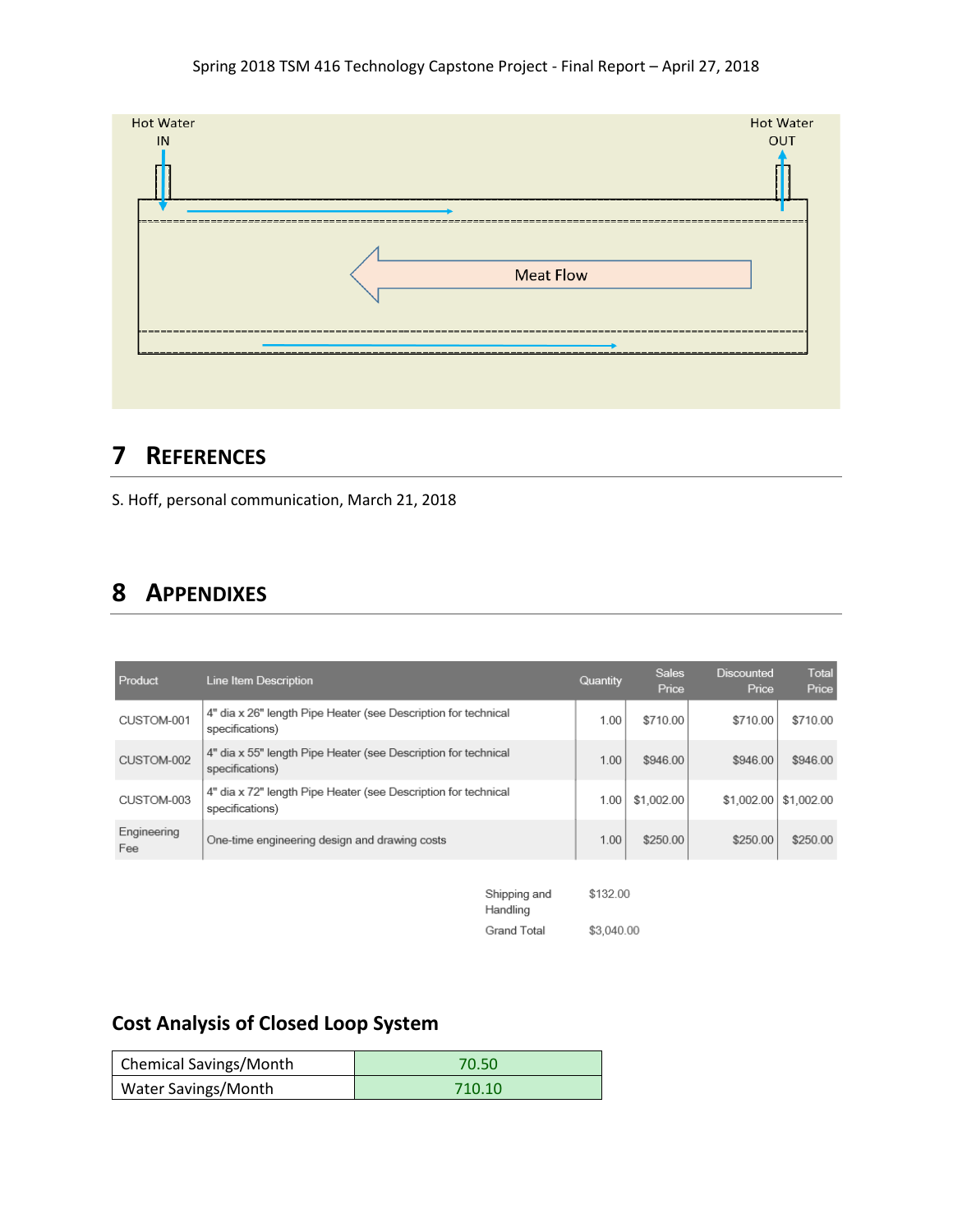Hot Water IN

Hot Water OUT

Meat Flow

# 7 REFERENCES

S. Hoff, personal communication, March 21, 2018

# 8 APPENDIXES

| Product | Line Item Description | Quantity | Sales Price | Discounted Price | Total Price |
|---|---|---|---|---|---|
| CUSTOM-001 | 4" dia x 26" length Pipe Heater (see Description for technical specifications) | 1.00 | $710.00 | $710.00 | $710.00 |
| CUSTOM-002 | 4" dia x 55" length Pipe Heater (see Description for technical specifications) | 1.00 | $946.00 | $946.00 | $946.00 |
| CUSTOM-003 | 4" dia x 72" length Pipe Heater (see Description for technical specifications) | 1.00 | $1,002.00 | $1,002.00 | $1,002.00 |
| Engineering Fee | One-time engineering design and drawing costs | 1.00 | $250.00 | $250.00 | $250.00 |

| | |
|---|---|
| Shipping and Handling | $132.00 |
| Grand Total | $3,040.00 |

## Cost Analysis of Closed Loop System

| | |
|---|---|
| Chemical Savings/Month | 70.50 |
| Water Savings/Month | 710.10 |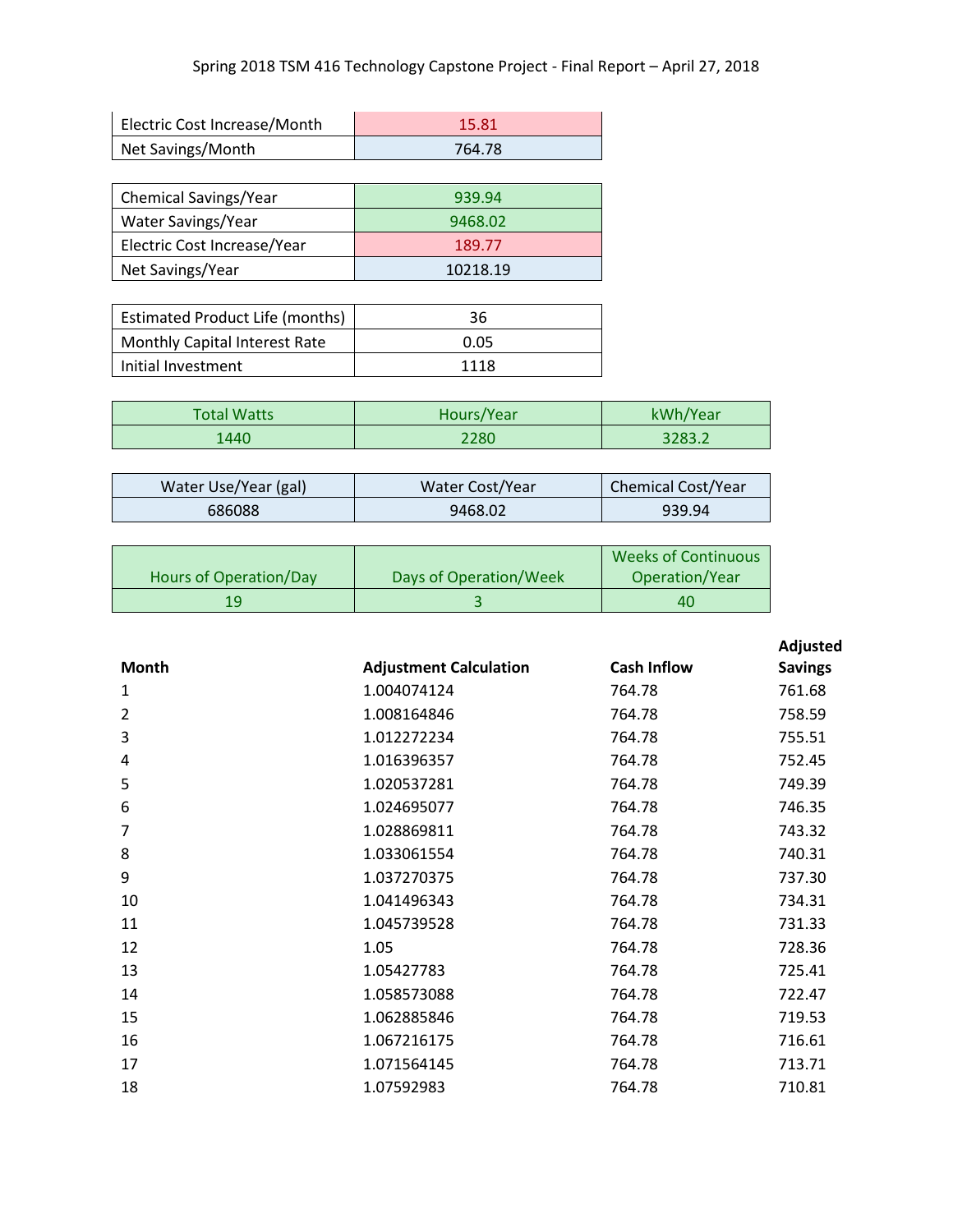| Electric Cost Increase/Month | 15.81 |
|---|---|
| Net Savings/Month | 764.78 |

| Chemical Savings/Year | 939.94 |
|---|---|
| Water Savings/Year | 9468.02 |
| Electric Cost Increase/Year | 189.77 |
| Net Savings/Year | 10218.19 |

| Estimated Product Life (months) | 36 |
|---|---|
| Monthly Capital Interest Rate | 0.05 |
| Initial Investment | 1118 |

| Total Watts | Hours/Year | kWh/Year |
|---|---|---|
| 1440 | 2280 | 3283.2 |

| Water Use/Year (gal) | Water Cost/Year | Chemical Cost/Year |
|---|---|---|
| 686088 | 9468.02 | 939.94 |

| Hours of Operation/Day | Days of Operation/Week | Weeks of Continuous Operation/Year |
|---|---|---|
| 19 | 3 | 40 |

| Month | Adjustment Calculation | Cash Inflow | Adjusted Savings |
|---|---|---|---|
| 1 | 1.004074124 | 764.78 | 761.68 |
| 2 | 1.008164846 | 764.78 | 758.59 |
| 3 | 1.012272234 | 764.78 | 755.51 |
| 4 | 1.016396357 | 764.78 | 752.45 |
| 5 | 1.020537281 | 764.78 | 749.39 |
| 6 | 1.024695077 | 764.78 | 746.35 |
| 7 | 1.028869811 | 764.78 | 743.32 |
| 8 | 1.033061554 | 764.78 | 740.31 |
| 9 | 1.037270375 | 764.78 | 737.30 |
| 10 | 1.041496343 | 764.78 | 734.31 |
| 11 | 1.045739528 | 764.78 | 731.33 |
| 12 | 1.05 | 764.78 | 728.36 |
| 13 | 1.05427783 | 764.78 | 725.41 |
| 14 | 1.058573088 | 764.78 | 722.47 |
| 15 | 1.062885846 | 764.78 | 719.53 |
| 16 | 1.067216175 | 764.78 | 716.61 |
| 17 | 1.071564145 | 764.78 | 713.71 |
| 18 | 1.07592983 | 764.78 | 710.81 |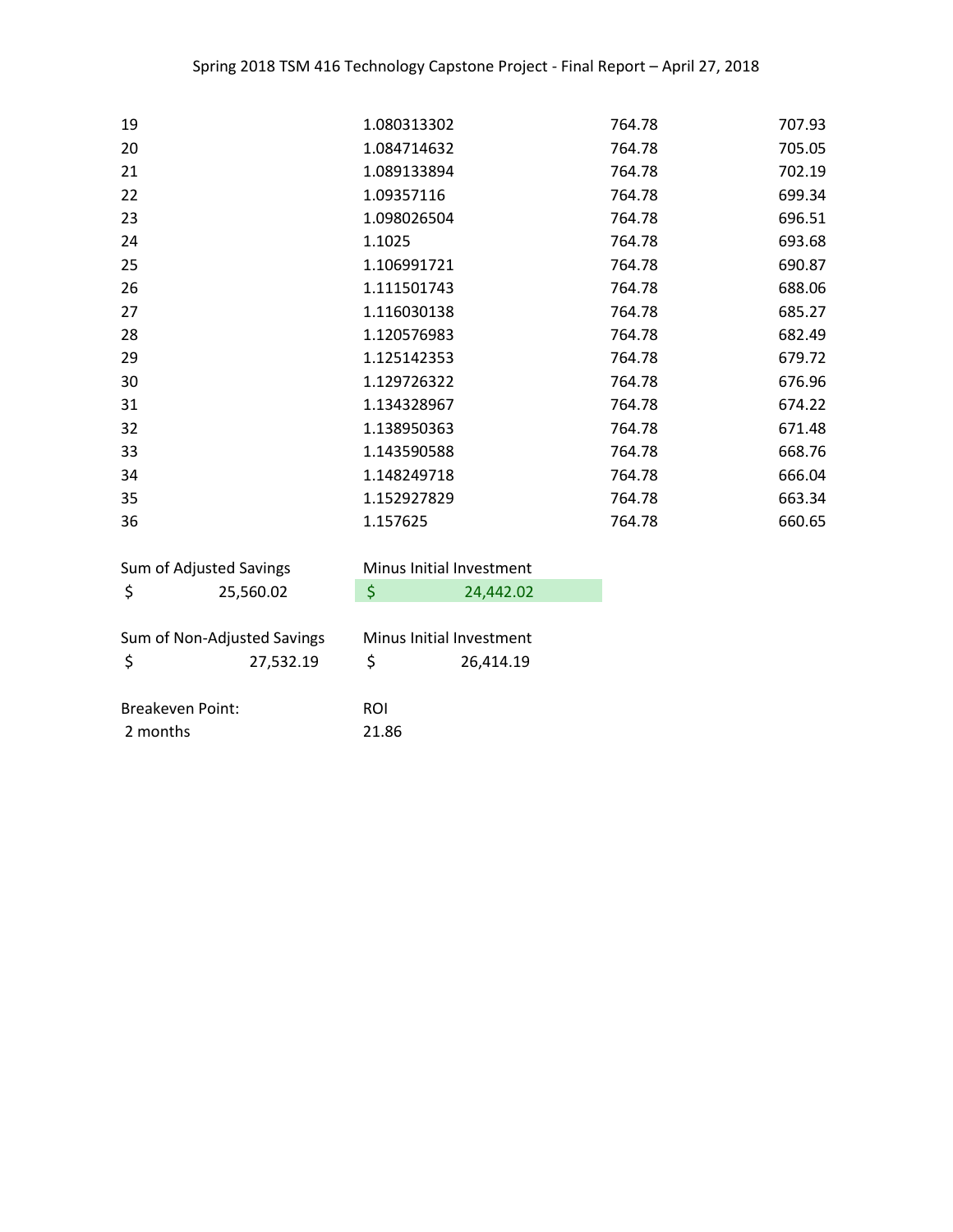| | | | |
|---|---|---|---|
| 19 | 1.080313302 | 764.78 | 707.93 |
| 20 | 1.084714632 | 764.78 | 705.05 |
| 21 | 1.089133894 | 764.78 | 702.19 |
| 22 | 1.09357116 | 764.78 | 699.34 |
| 23 | 1.098026504 | 764.78 | 696.51 |
| 24 | 1.1025 | 764.78 | 693.68 |
| 25 | 1.106991721 | 764.78 | 690.87 |
| 26 | 1.111501743 | 764.78 | 688.06 |
| 27 | 1.116030138 | 764.78 | 685.27 |
| 28 | 1.120576983 | 764.78 | 682.49 |
| 29 | 1.125142353 | 764.78 | 679.72 |
| 30 | 1.129726322 | 764.78 | 676.96 |
| 31 | 1.134328967 | 764.78 | 674.22 |
| 32 | 1.138950363 | 764.78 | 671.48 |
| 33 | 1.143590588 | 764.78 | 668.76 |
| 34 | 1.148249718 | 764.78 | 666.04 |
| 35 | 1.152927829 | 764.78 | 663.34 |
| 36 | 1.157625 | 764.78 | 660.65 |

| Sum of Adjusted Savings | Minus Initial Investment |
|---|---|
| $ 25,560.02 | $ 24,442.02 |

| Sum of Non-Adjusted Savings | Minus Initial Investment |
|---|---|
| $ 27,532.19 | $ 26,414.19 |

| Breakeven Point: | ROI |
|---|---|
| 2 months | 21.86 |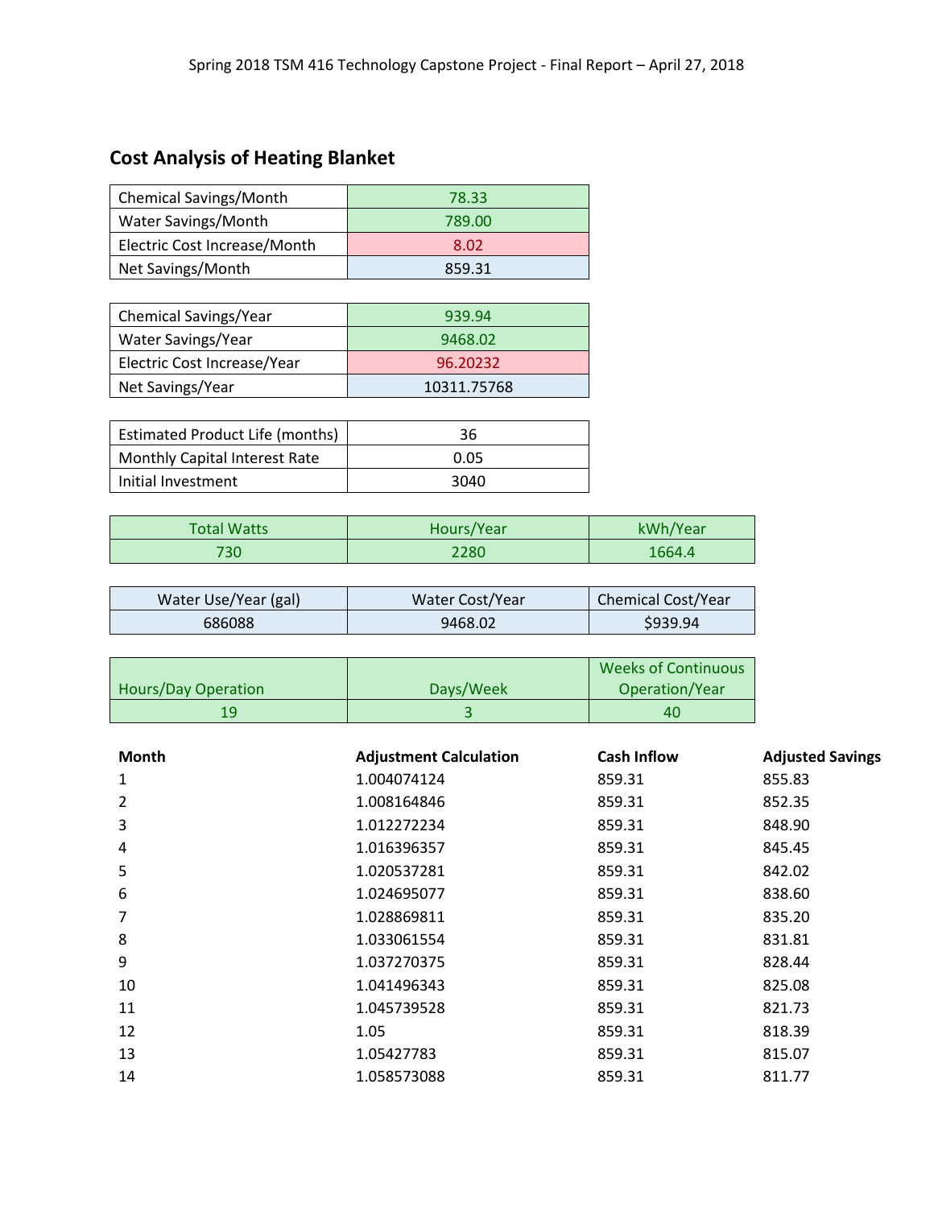## Cost Analysis of Heating Blanket

| Chemical Savings/Month | 78.33 |
|---|---|
| Water Savings/Month | 789.00 |
| Electric Cost Increase/Month | 8.02 |
| Net Savings/Month | 859.31 |

| Chemical Savings/Year | 939.94 |
|---|---|
| Water Savings/Year | 9468.02 |
| Electric Cost Increase/Year | 96.20232 |
| Net Savings/Year | 10311.75768 |

| Estimated Product Life (months) | 36 |
|---|---|
| Monthly Capital Interest Rate | 0.05 |
| Initial Investment | 3040 |

| Total Watts | Hours/Year | kWh/Year |
|---|---|---|
| 730 | 2280 | 1664.4 |

| Water Use/Year (gal) | Water Cost/Year | Chemical Cost/Year |
|---|---|---|
| 686088 | 9468.02 | $939.94 |

| Hours/Day Operation | Days/Week | Weeks of Continuous Operation/Year |
|---|---|---|
| 19 | 3 | 40 |

| Month | Adjustment Calculation | Cash Inflow | Adjusted Savings |
|---|---|---|---|
| 1 | 1.004074124 | 859.31 | 855.83 |
| 2 | 1.008164846 | 859.31 | 852.35 |
| 3 | 1.012272234 | 859.31 | 848.90 |
| 4 | 1.016396357 | 859.31 | 845.45 |
| 5 | 1.020537281 | 859.31 | 842.02 |
| 6 | 1.024695077 | 859.31 | 838.60 |
| 7 | 1.028869811 | 859.31 | 835.20 |
| 8 | 1.033061554 | 859.31 | 831.81 |
| 9 | 1.037270375 | 859.31 | 828.44 |
| 10 | 1.041496343 | 859.31 | 825.08 |
| 11 | 1.045739528 | 859.31 | 821.73 |
| 12 | 1.05 | 859.31 | 818.39 |
| 13 | 1.05427783 | 859.31 | 815.07 |
| 14 | 1.058573088 | 859.31 | 811.77 |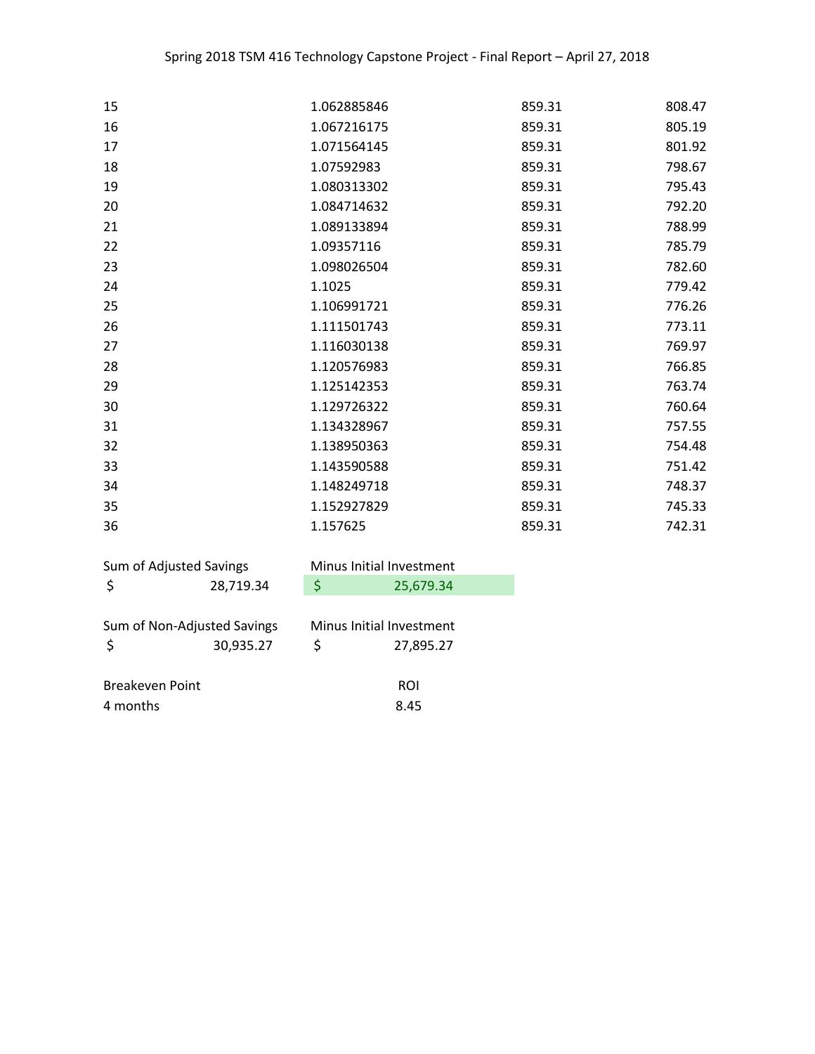| | | | |
|---|---|---|---|
| 15 | 1.062885846 | 859.31 | 808.47 |
| 16 | 1.067216175 | 859.31 | 805.19 |
| 17 | 1.071564145 | 859.31 | 801.92 |
| 18 | 1.07592983 | 859.31 | 798.67 |
| 19 | 1.080313302 | 859.31 | 795.43 |
| 20 | 1.084714632 | 859.31 | 792.20 |
| 21 | 1.089133894 | 859.31 | 788.99 |
| 22 | 1.09357116 | 859.31 | 785.79 |
| 23 | 1.098026504 | 859.31 | 782.60 |
| 24 | 1.1025 | 859.31 | 779.42 |
| 25 | 1.106991721 | 859.31 | 776.26 |
| 26 | 1.111501743 | 859.31 | 773.11 |
| 27 | 1.116030138 | 859.31 | 769.97 |
| 28 | 1.120576983 | 859.31 | 766.85 |
| 29 | 1.125142353 | 859.31 | 763.74 |
| 30 | 1.129726322 | 859.31 | 760.64 |
| 31 | 1.134328967 | 859.31 | 757.55 |
| 32 | 1.138950363 | 859.31 | 754.48 |
| 33 | 1.143590588 | 859.31 | 751.42 |
| 34 | 1.148249718 | 859.31 | 748.37 |
| 35 | 1.152927829 | 859.31 | 745.33 |
| 36 | 1.157625 | 859.31 | 742.31 |

| Sum of Adjusted Savings | Minus Initial Investment |
|---|---|
| $ 28,719.34 | $ 25,679.34 |

| Sum of Non-Adjusted Savings | Minus Initial Investment |
|---|---|
| $ 30,935.27 | $ 27,895.27 |

| Breakeven Point | ROI |
|---|---|
| 4 months | 8.45 |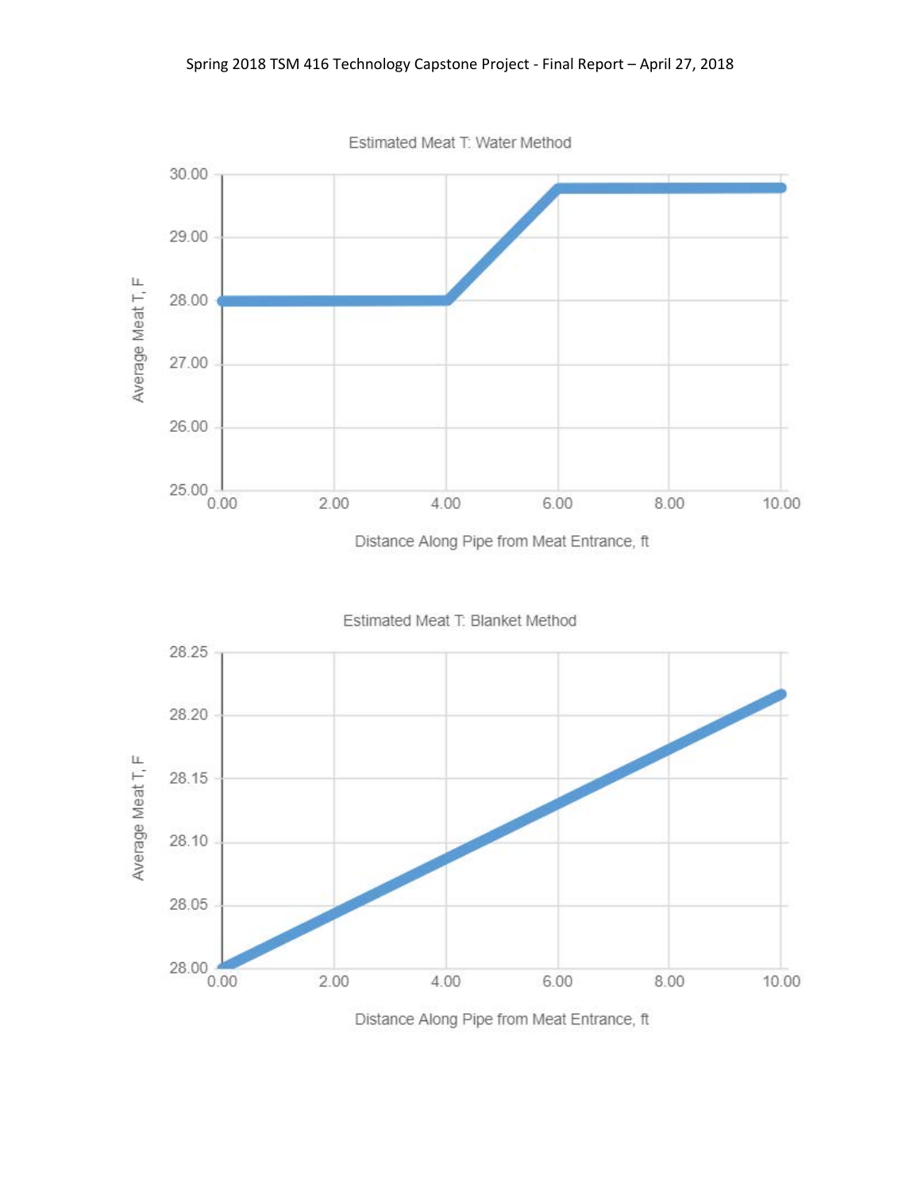Estimated Meat T: Water Method

Average Meat T, F

30.00
29.00
28.00
27.00
26.00
25.00

0.00 2.00 4.00 6.00 8.00 10.00

Distance Along Pipe from Meat Entrance, ft

Estimated Meat T: Blanket Method

Average Meat T, F

28.25
28.20
28.15
28.10
28.05
28.00

0.00 2.00 4.00 6.00 8.00 10.00

Distance Along Pipe from Meat Entrance, ft